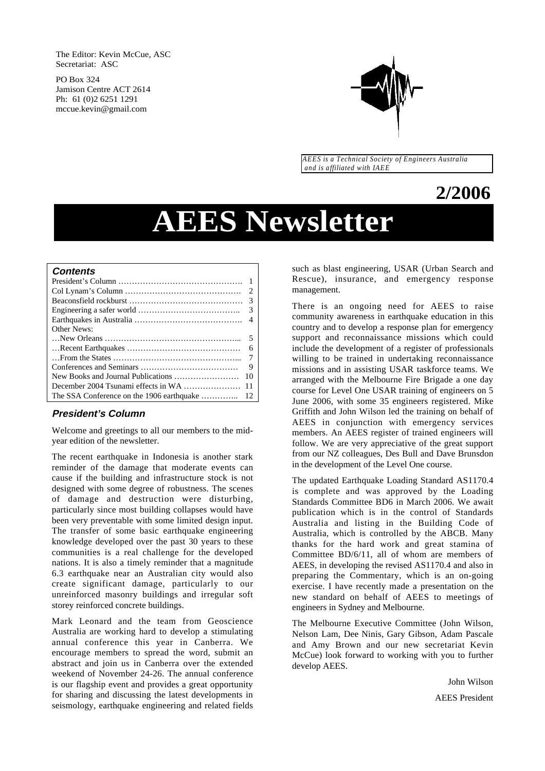The Editor: Kevin McCue, ASC
Secretariat: ASC

PO Box 324
Jamison Centre ACT 2614
Ph: 61 (0)2 6251 1291
mccue.kevin@gmail.com

*AEES is a Technical Society of Engineers Australia and is affiliated with IAEE*

**2/2006**

# AEES Newsletter

### Contents

| | |
|---|---|
| President's Column ………………………………………. | 1 |
| Col Lynam's Column ……………………………………. | 2 |
| Beaconsfield rockburst ……………………………………. | 3 |
| Engineering a safer world ……………………………….. | 3 |
| Earthquakes in Australia …………………………………. | 4 |
| Other News: | |
| …New Orleans …………………………………………... | 5 |
| …Recent Earthquakes ……………………………………. | 6 |
| …From the States ………………………………………... | 7 |
| Conferences and Seminars ……………………………… | 9 |
| New Books and Journal Publications …………………… | 10 |
| December 2004 Tsunami effects in WA ………………… | 11 |
| The SSA Conference on the 1906 earthquake ………….. | 12 |

## President's Column

Welcome and greetings to all our members to the mid-year edition of the newsletter.

The recent earthquake in Indonesia is another stark reminder of the damage that moderate events can cause if the building and infrastructure stock is not designed with some degree of robustness. The scenes of damage and destruction were disturbing, particularly since most building collapses would have been very preventable with some limited design input. The transfer of some basic earthquake engineering knowledge developed over the past 30 years to these communities is a real challenge for the developed nations. It is also a timely reminder that a magnitude 6.3 earthquake near an Australian city would also create significant damage, particularly to our unreinforced masonry buildings and irregular soft storey reinforced concrete buildings.

Mark Leonard and the team from Geoscience Australia are working hard to develop a stimulating annual conference this year in Canberra. We encourage members to spread the word, submit an abstract and join us in Canberra over the extended weekend of November 24-26. The annual conference is our flagship event and provides a great opportunity for sharing and discussing the latest developments in seismology, earthquake engineering and related fields such as blast engineering, USAR (Urban Search and Rescue), insurance, and emergency response management.

There is an ongoing need for AEES to raise community awareness in earthquake education in this country and to develop a response plan for emergency support and reconnaissance missions which could include the development of a register of professionals willing to be trained in undertaking reconnaissance missions and in assisting USAR taskforce teams. We arranged with the Melbourne Fire Brigade a one day course for Level One USAR training of engineers on 5 June 2006, with some 35 engineers registered. Mike Griffith and John Wilson led the training on behalf of AEES in conjunction with emergency services members. An AEES register of trained engineers will follow. We are very appreciative of the great support from our NZ colleagues, Des Bull and Dave Brunsdon in the development of the Level One course.

The updated Earthquake Loading Standard AS1170.4 is complete and was approved by the Loading Standards Committee BD6 in March 2006. We await publication which is in the control of Standards Australia and listing in the Building Code of Australia, which is controlled by the ABCB. Many thanks for the hard work and great stamina of Committee BD/6/11, all of whom are members of AEES, in developing the revised AS1170.4 and also in preparing the Commentary, which is an on-going exercise. I have recently made a presentation on the new standard on behalf of AEES to meetings of engineers in Sydney and Melbourne.

The Melbourne Executive Committee (John Wilson, Nelson Lam, Dee Ninis, Gary Gibson, Adam Pascale and Amy Brown and our new secretariat Kevin McCue) look forward to working with you to further develop AEES.

John Wilson

AEES President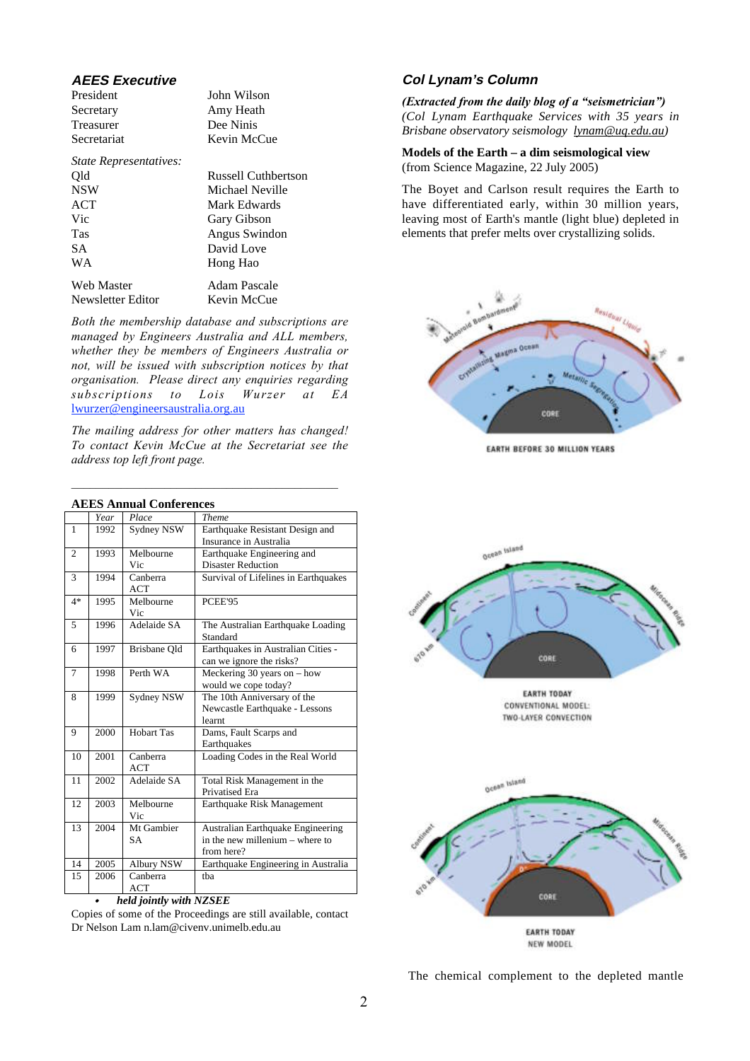## AEES Executive

| | |
|---|---|
| President | John Wilson |
| Secretary | Amy Heath |
| Treasurer | Dee Ninis |
| Secretariat | Kevin McCue |

*State Representatives:*

| | |
|---|---|
| Qld | Russell Cuthbertson |
| NSW | Michael Neville |
| ACT | Mark Edwards |
| Vic | Gary Gibson |
| Tas | Angus Swindon |
| SA | David Love |
| WA | Hong Hao |

| | |
|---|---|
| Web Master | Adam Pascale |
| Newsletter Editor | Kevin McCue |

*Both the membership database and subscriptions are managed by Engineers Australia and ALL members, whether they be members of Engineers Australia or not, will be issued with subscription notices by that organisation. Please direct any enquiries regarding subscriptions to Lois Wurzer at EA* lwurzer@engineersaustralia.org.au

*The mailing address for other matters has changed! To contact Kevin McCue at the Secretariat see the address top left front page.*

---

**AEES Annual Conferences**

| | *Year* | *Place* | *Theme* |
|---|---|---|---|
| 1 | 1992 | Sydney NSW | Earthquake Resistant Design and Insurance in Australia |
| 2 | 1993 | Melbourne Vic | Earthquake Engineering and Disaster Reduction |
| 3 | 1994 | Canberra ACT | Survival of Lifelines in Earthquakes |
| 4* | 1995 | Melbourne Vic | PCEE'95 |
| 5 | 1996 | Adelaide SA | The Australian Earthquake Loading Standard |
| 6 | 1997 | Brisbane Qld | Earthquakes in Australian Cities - can we ignore the risks? |
| 7 | 1998 | Perth WA | Meckering 30 years on – how would we cope today? |
| 8 | 1999 | Sydney NSW | The 10th Anniversary of the Newcastle Earthquake - Lessons learnt |
| 9 | 2000 | Hobart Tas | Dams, Fault Scarps and Earthquakes |
| 10 | 2001 | Canberra ACT | Loading Codes in the Real World |
| 11 | 2002 | Adelaide SA | Total Risk Management in the Privatised Era |
| 12 | 2003 | Melbourne Vic | Earthquake Risk Management |
| 13 | 2004 | Mt Gambier SA | Australian Earthquake Engineering in the new millenium – where to from here? |
| 14 | 2005 | Albury NSW | Earthquake Engineering in Australia |
| 15 | 2006 | Canberra ACT | tba |

- ***held jointly with NZSEE***

Copies of some of the Proceedings are still available, contact Dr Nelson Lam n.lam@civenv.unimelb.edu.au

## Col Lynam's Column

***(Extracted from the daily blog of a "seismetrician")***
*(Col Lynam Earthquake Services with 35 years in Brisbane observatory seismology* lynam@uq.edu.au*)*

**Models of the Earth – a dim seismological view**
(from Science Magazine, 22 July 2005)

The Boyet and Carlson result requires the Earth to have differentiated early, within 30 million years, leaving most of Earth's mantle (light blue) depleted in elements that prefer melts over crystallizing solids.

EARTH BEFORE 30 MILLION YEARS

EARTH TODAY
CONVENTIONAL MODEL:
TWO-LAYER CONVECTION

EARTH TODAY
NEW MODEL

The chemical complement to the depleted mantle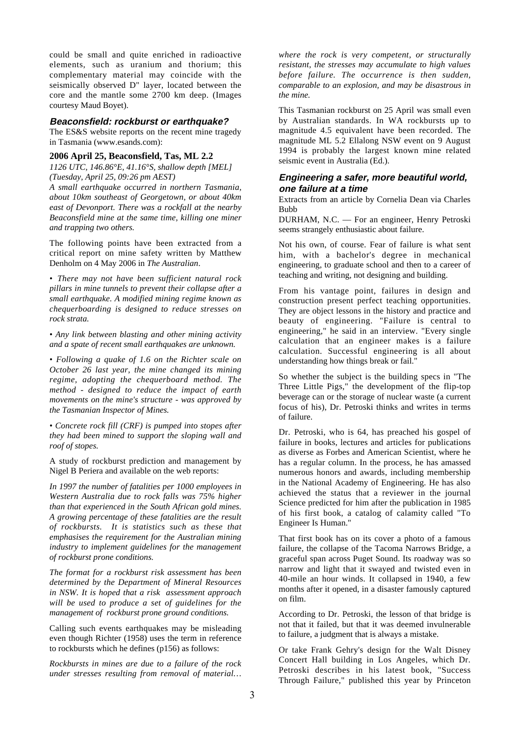could be small and quite enriched in radioactive elements, such as uranium and thorium; this complementary material may coincide with the seismically observed D" layer, located between the core and the mantle some 2700 km deep. (Images courtesy Maud Boyet).

## Beaconsfield: rockburst or earthquake?

The ES&S website reports on the recent mine tragedy in Tasmania (www.esands.com):

### 2006 April 25, Beaconsfield, Tas, ML 2.2

*1126 UTC, 146.86°E, 41.16°S, shallow depth [MEL] (Tuesday, April 25, 09:26 pm AEST)*

*A small earthquake occurred in northern Tasmania, about 10km southeast of Georgetown, or about 40km east of Devonport. There was a rockfall at the nearby Beaconsfield mine at the same time, killing one miner and trapping two others.*

The following points have been extracted from a critical report on mine safety written by Matthew Denholm on 4 May 2006 in *The Australian*.

- *There may not have been sufficient natural rock pillars in mine tunnels to prevent their collapse after a small earthquake. A modified mining regime known as chequerboarding is designed to reduce stresses on rock strata.*

- *Any link between blasting and other mining activity and a spate of recent small earthquakes are unknown.*

- *Following a quake of 1.6 on the Richter scale on October 26 last year, the mine changed its mining regime, adopting the chequerboard method. The method - designed to reduce the impact of earth movements on the mine's structure - was approved by the Tasmanian Inspector of Mines.*

- *Concrete rock fill (CRF) is pumped into stopes after they had been mined to support the sloping wall and roof of stopes.*

A study of rockburst prediction and management by Nigel B Periera and available on the web reports:

*In 1997 the number of fatalities per 1000 employees in Western Australia due to rock falls was 75% higher than that experienced in the South African gold mines. A growing percentage of these fatalities are the result of rockbursts. It is statistics such as these that emphasises the requirement for the Australian mining industry to implement guidelines for the management of rockburst prone conditions.*

*The format for a rockburst risk assessment has been determined by the Department of Mineral Resources in NSW. It is hoped that a risk assessment approach will be used to produce a set of guidelines for the management of rockburst prone ground conditions.*

Calling such events earthquakes may be misleading even though Richter (1958) uses the term in reference to rockbursts which he defines (p156) as follows:

*Rockbursts in mines are due to a failure of the rock under stresses resulting from removal of material… where the rock is very competent, or structurally resistant, the stresses may accumulate to high values before failure. The occurrence is then sudden, comparable to an explosion, and may be disastrous in the mine.*

This Tasmanian rockburst on 25 April was small even by Australian standards. In WA rockbursts up to magnitude 4.5 equivalent have been recorded. The magnitude ML 5.2 Ellalong NSW event on 9 August 1994 is probably the largest known mine related seismic event in Australia (Ed.).

## Engineering a safer, more beautiful world, one failure at a time

Extracts from an article by Cornelia Dean via Charles Bubb

DURHAM, N.C. — For an engineer, Henry Petroski seems strangely enthusiastic about failure.

Not his own, of course. Fear of failure is what sent him, with a bachelor's degree in mechanical engineering, to graduate school and then to a career of teaching and writing, not designing and building.

From his vantage point, failures in design and construction present perfect teaching opportunities. They are object lessons in the history and practice and beauty of engineering. "Failure is central to engineering," he said in an interview. "Every single calculation that an engineer makes is a failure calculation. Successful engineering is all about understanding how things break or fail."

So whether the subject is the building specs in "The Three Little Pigs," the development of the flip-top beverage can or the storage of nuclear waste (a current focus of his), Dr. Petroski thinks and writes in terms of failure.

Dr. Petroski, who is 64, has preached his gospel of failure in books, lectures and articles for publications as diverse as Forbes and American Scientist, where he has a regular column. In the process, he has amassed numerous honors and awards, including membership in the National Academy of Engineering. He has also achieved the status that a reviewer in the journal Science predicted for him after the publication in 1985 of his first book, a catalog of calamity called "To Engineer Is Human."

That first book has on its cover a photo of a famous failure, the collapse of the Tacoma Narrows Bridge, a graceful span across Puget Sound. Its roadway was so narrow and light that it swayed and twisted even in 40-mile an hour winds. It collapsed in 1940, a few months after it opened, in a disaster famously captured on film.

According to Dr. Petroski, the lesson of that bridge is not that it failed, but that it was deemed invulnerable to failure, a judgment that is always a mistake.

Or take Frank Gehry's design for the Walt Disney Concert Hall building in Los Angeles, which Dr. Petroski describes in his latest book, "Success Through Failure," published this year by Princeton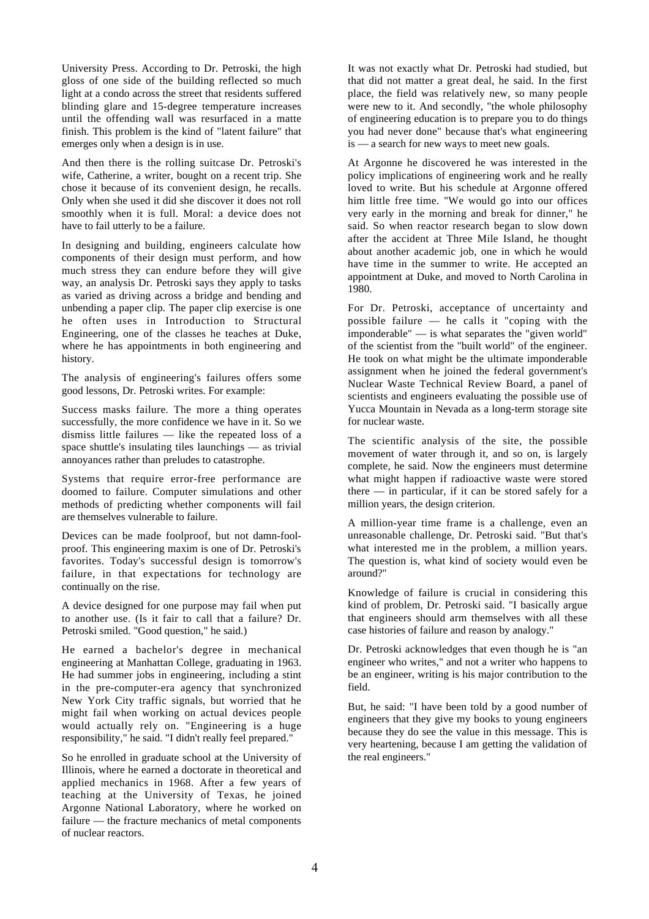University Press. According to Dr. Petroski, the high gloss of one side of the building reflected so much light at a condo across the street that residents suffered blinding glare and 15-degree temperature increases until the offending wall was resurfaced in a matte finish. This problem is the kind of "latent failure" that emerges only when a design is in use.

And then there is the rolling suitcase Dr. Petroski's wife, Catherine, a writer, bought on a recent trip. She chose it because of its convenient design, he recalls. Only when she used it did she discover it does not roll smoothly when it is full. Moral: a device does not have to fail utterly to be a failure.

In designing and building, engineers calculate how components of their design must perform, and how much stress they can endure before they will give way, an analysis Dr. Petroski says they apply to tasks as varied as driving across a bridge and bending and unbending a paper clip. The paper clip exercise is one he often uses in Introduction to Structural Engineering, one of the classes he teaches at Duke, where he has appointments in both engineering and history.

The analysis of engineering's failures offers some good lessons, Dr. Petroski writes. For example:

Success masks failure. The more a thing operates successfully, the more confidence we have in it. So we dismiss little failures — like the repeated loss of a space shuttle's insulating tiles launchings — as trivial annoyances rather than preludes to catastrophe.

Systems that require error-free performance are doomed to failure. Computer simulations and other methods of predicting whether components will fail are themselves vulnerable to failure.

Devices can be made foolproof, but not damn-fool-proof. This engineering maxim is one of Dr. Petroski's favorites. Today's successful design is tomorrow's failure, in that expectations for technology are continually on the rise.

A device designed for one purpose may fail when put to another use. (Is it fair to call that a failure? Dr. Petroski smiled. "Good question," he said.)

He earned a bachelor's degree in mechanical engineering at Manhattan College, graduating in 1963. He had summer jobs in engineering, including a stint in the pre-computer-era agency that synchronized New York City traffic signals, but worried that he might fail when working on actual devices people would actually rely on. "Engineering is a huge responsibility," he said. "I didn't really feel prepared."

So he enrolled in graduate school at the University of Illinois, where he earned a doctorate in theoretical and applied mechanics in 1968. After a few years of teaching at the University of Texas, he joined Argonne National Laboratory, where he worked on failure — the fracture mechanics of metal components of nuclear reactors.

It was not exactly what Dr. Petroski had studied, but that did not matter a great deal, he said. In the first place, the field was relatively new, so many people were new to it. And secondly, "the whole philosophy of engineering education is to prepare you to do things you had never done" because that's what engineering is — a search for new ways to meet new goals.

At Argonne he discovered he was interested in the policy implications of engineering work and he really loved to write. But his schedule at Argonne offered him little free time. "We would go into our offices very early in the morning and break for dinner," he said. So when reactor research began to slow down after the accident at Three Mile Island, he thought about another academic job, one in which he would have time in the summer to write. He accepted an appointment at Duke, and moved to North Carolina in 1980.

For Dr. Petroski, acceptance of uncertainty and possible failure — he calls it "coping with the imponderable" — is what separates the "given world" of the scientist from the "built world" of the engineer. He took on what might be the ultimate imponderable assignment when he joined the federal government's Nuclear Waste Technical Review Board, a panel of scientists and engineers evaluating the possible use of Yucca Mountain in Nevada as a long-term storage site for nuclear waste.

The scientific analysis of the site, the possible movement of water through it, and so on, is largely complete, he said. Now the engineers must determine what might happen if radioactive waste were stored there — in particular, if it can be stored safely for a million years, the design criterion.

A million-year time frame is a challenge, even an unreasonable challenge, Dr. Petroski said. "But that's what interested me in the problem, a million years. The question is, what kind of society would even be around?"

Knowledge of failure is crucial in considering this kind of problem, Dr. Petroski said. "I basically argue that engineers should arm themselves with all these case histories of failure and reason by analogy."

Dr. Petroski acknowledges that even though he is "an engineer who writes," and not a writer who happens to be an engineer, writing is his major contribution to the field.

But, he said: "I have been told by a good number of engineers that they give my books to young engineers because they do see the value in this message. This is very heartening, because I am getting the validation of the real engineers."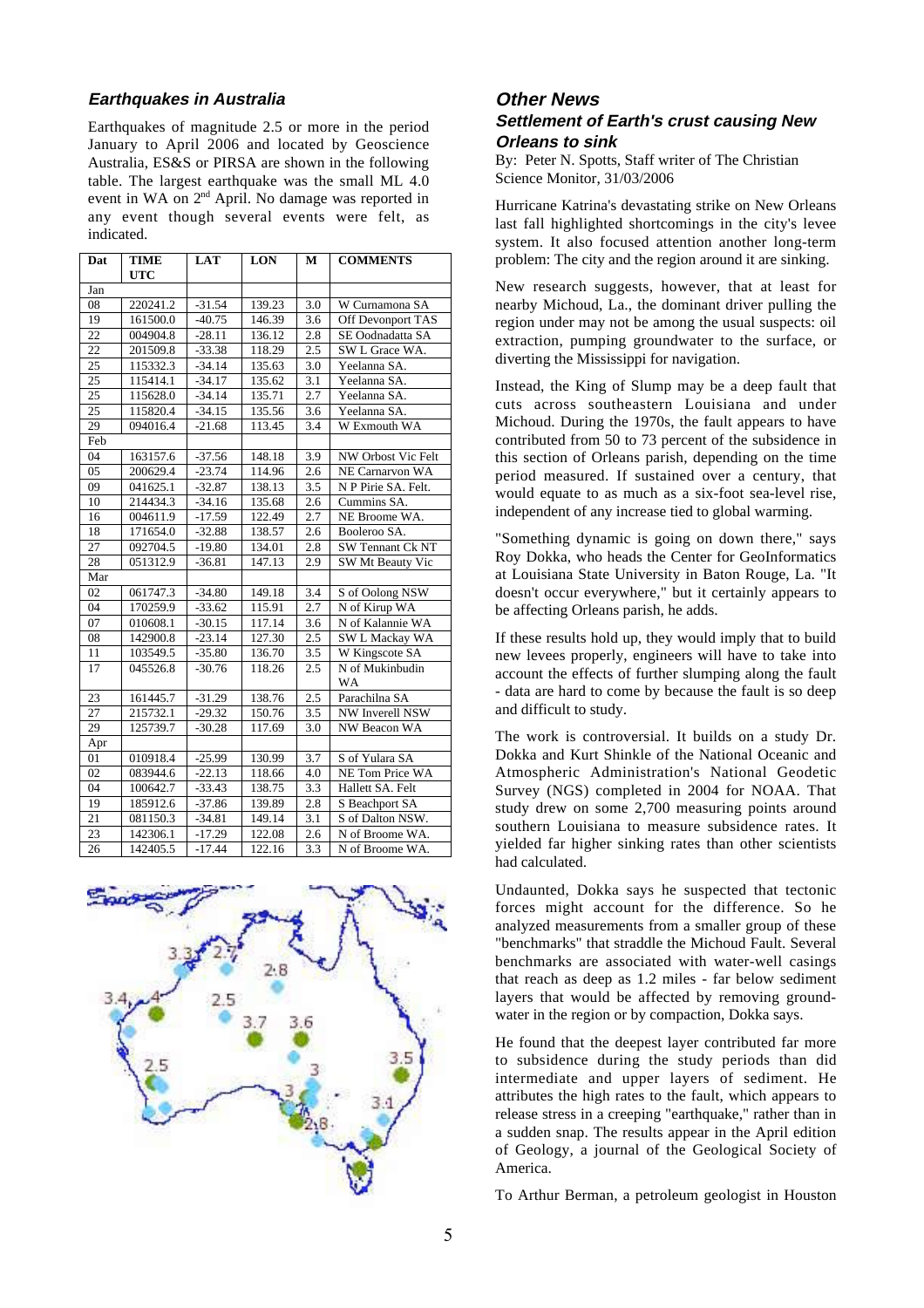## *Earthquakes in Australia*

Earthquakes of magnitude 2.5 or more in the period January to April 2006 and located by Geoscience Australia, ES&S or PIRSA are shown in the following table. The largest earthquake was the small ML 4.0 event in WA on 2nd April. No damage was reported in any event though several events were felt, as indicated.

| Dat | TIME UTC | LAT | LON | M | COMMENTS |
|---|---|---|---|---|---|
| Jan | | | | | |
| 08 | 220241.2 | -31.54 | 139.23 | 3.0 | W Curnamona SA |
| 19 | 161500.0 | -40.75 | 146.39 | 3.6 | Off Devonport TAS |
| 22 | 004904.8 | -28.11 | 136.12 | 2.8 | SE Oodnadatta SA |
| 22 | 201509.8 | -33.38 | 118.29 | 2.5 | SW L Grace WA. |
| 25 | 115332.3 | -34.14 | 135.63 | 3.0 | Yeelanna SA. |
| 25 | 115414.1 | -34.17 | 135.62 | 3.1 | Yeelanna SA. |
| 25 | 115628.0 | -34.14 | 135.71 | 2.7 | Yeelanna SA. |
| 25 | 115820.4 | -34.15 | 135.56 | 3.6 | Yeelanna SA. |
| 29 | 094016.4 | -21.68 | 113.45 | 3.4 | W Exmouth WA |
| Feb | | | | | |
| 04 | 163157.6 | -37.56 | 148.18 | 3.9 | NW Orbost Vic Felt |
| 05 | 200629.4 | -23.74 | 114.96 | 2.6 | NE Carnarvon WA |
| 09 | 041625.1 | -32.87 | 138.13 | 3.5 | N P Pirie SA. Felt. |
| 10 | 214434.3 | -34.16 | 135.68 | 2.6 | Cummins SA. |
| 16 | 004611.9 | -17.59 | 122.49 | 2.7 | NE Broome WA. |
| 18 | 171654.0 | -32.88 | 138.57 | 2.6 | Booleroo SA. |
| 27 | 092704.5 | -19.80 | 134.01 | 2.8 | SW Tennant Ck NT |
| 28 | 051312.9 | -36.81 | 147.13 | 2.9 | SW Mt Beauty Vic |
| Mar | | | | | |
| 02 | 061747.3 | -34.80 | 149.18 | 3.4 | S of Oolong NSW |
| 04 | 170259.9 | -33.62 | 115.91 | 2.7 | N of Kirup WA |
| 07 | 010608.1 | -30.15 | 117.14 | 3.6 | N of Kalannie WA |
| 08 | 142900.8 | -23.14 | 127.30 | 2.5 | SW L Mackay WA |
| 11 | 103549.5 | -35.80 | 136.70 | 3.5 | W Kingscote SA |
| 17 | 045526.8 | -30.76 | 118.26 | 2.5 | N of Mukinbudin WA |
| 23 | 161445.7 | -31.29 | 138.76 | 2.5 | Parachilna SA |
| 27 | 215732.1 | -29.32 | 150.76 | 3.5 | NW Inverell NSW |
| 29 | 125739.7 | -30.28 | 117.69 | 3.0 | NW Beacon WA |
| Apr | | | | | |
| 01 | 010918.4 | -25.99 | 130.99 | 3.7 | S of Yulara SA |
| 02 | 083944.6 | -22.13 | 118.66 | 4.0 | NE Tom Price WA |
| 04 | 100642.7 | -33.43 | 138.75 | 3.3 | Hallett SA. Felt |
| 19 | 185912.6 | -37.86 | 139.89 | 2.8 | S Beachport SA |
| 21 | 081150.3 | -34.81 | 149.14 | 3.1 | S of Dalton NSW. |
| 23 | 142306.1 | -17.29 | 122.08 | 2.6 | N of Broome WA. |
| 26 | 142405.5 | -17.44 | 122.16 | 3.3 | N of Broome WA. |

## *Other News*

### *Settlement of Earth's crust causing New Orleans to sink*

By: Peter N. Spotts, Staff writer of The Christian Science Monitor, 31/03/2006

Hurricane Katrina's devastating strike on New Orleans last fall highlighted shortcomings in the city's levee system. It also focused attention another long-term problem: The city and the region around it are sinking.

New research suggests, however, that at least for nearby Michoud, La., the dominant driver pulling the region under may not be among the usual suspects: oil extraction, pumping groundwater to the surface, or diverting the Mississippi for navigation.

Instead, the King of Slump may be a deep fault that cuts across southeastern Louisiana and under Michoud. During the 1970s, the fault appears to have contributed from 50 to 73 percent of the subsidence in this section of Orleans parish, depending on the time period measured. If sustained over a century, that would equate to as much as a six-foot sea-level rise, independent of any increase tied to global warming.

"Something dynamic is going on down there," says Roy Dokka, who heads the Center for GeoInformatics at Louisiana State University in Baton Rouge, La. "It doesn't occur everywhere," but it certainly appears to be affecting Orleans parish, he adds.

If these results hold up, they would imply that to build new levees properly, engineers will have to take into account the effects of further slumping along the fault - data are hard to come by because the fault is so deep and difficult to study.

The work is controversial. It builds on a study Dr. Dokka and Kurt Shinkle of the National Oceanic and Atmospheric Administration's National Geodetic Survey (NGS) completed in 2004 for NOAA. That study drew on some 2,700 measuring points around southern Louisiana to measure subsidence rates. It yielded far higher sinking rates than other scientists had calculated.

Undaunted, Dokka says he suspected that tectonic forces might account for the difference. So he analyzed measurements from a smaller group of these "benchmarks" that straddle the Michoud Fault. Several benchmarks are associated with water-well casings that reach as deep as 1.2 miles - far below sediment layers that would be affected by removing ground-water in the region or by compaction, Dokka says.

He found that the deepest layer contributed far more to subsidence during the study periods than did intermediate and upper layers of sediment. He attributes the high rates to the fault, which appears to release stress in a creeping "earthquake," rather than in a sudden snap. The results appear in the April edition of Geology, a journal of the Geological Society of America.

To Arthur Berman, a petroleum geologist in Houston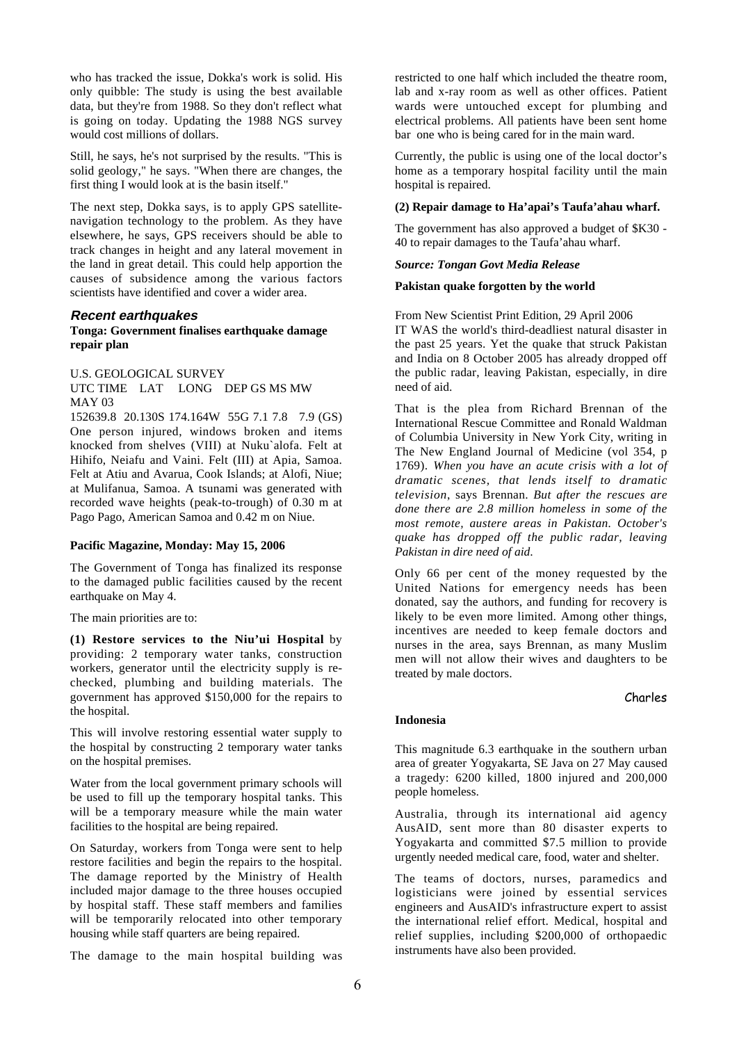who has tracked the issue, Dokka's work is solid. His only quibble: The study is using the best available data, but they're from 1988. So they don't reflect what is going on today. Updating the 1988 NGS survey would cost millions of dollars.

Still, he says, he's not surprised by the results. "This is solid geology," he says. "When there are changes, the first thing I would look at is the basin itself."

The next step, Dokka says, is to apply GPS satellite-navigation technology to the problem. As they have elsewhere, he says, GPS receivers should be able to track changes in height and any lateral movement in the land in great detail. This could help apportion the causes of subsidence among the various factors scientists have identified and cover a wider area.

## *Recent earthquakes*

**Tonga: Government finalises earthquake damage repair plan**

U.S. GEOLOGICAL SURVEY
UTC TIME LAT LONG DEP GS MS MW
MAY 03
152639.8 20.130S 174.164W 55G 7.1 7.8 7.9 (GS)
One person injured, windows broken and items knocked from shelves (VIII) at Nuku`alofa. Felt at Hihifo, Neiafu and Vaini. Felt (III) at Apia, Samoa. Felt at Atiu and Avarua, Cook Islands; at Alofi, Niue; at Mulifanua, Samoa. A tsunami was generated with recorded wave heights (peak-to-trough) of 0.30 m at Pago Pago, American Samoa and 0.42 m on Niue.

**Pacific Magazine, Monday: May 15, 2006**

The Government of Tonga has finalized its response to the damaged public facilities caused by the recent earthquake on May 4.

The main priorities are to:

**(1) Restore services to the Niu'ui Hospital** by providing: 2 temporary water tanks, construction workers, generator until the electricity supply is re-checked, plumbing and building materials. The government has approved $150,000 for the repairs to the hospital.

This will involve restoring essential water supply to the hospital by constructing 2 temporary water tanks on the hospital premises.

Water from the local government primary schools will be used to fill up the temporary hospital tanks. This will be a temporary measure while the main water facilities to the hospital are being repaired.

On Saturday, workers from Tonga were sent to help restore facilities and begin the repairs to the hospital. The damage reported by the Ministry of Health included major damage to the three houses occupied by hospital staff. These staff members and families will be temporarily relocated into other temporary housing while staff quarters are being repaired.

The damage to the main hospital building was restricted to one half which included the theatre room, lab and x-ray room as well as other offices. Patient wards were untouched except for plumbing and electrical problems. All patients have been sent home bar one who is being cared for in the main ward.

Currently, the public is using one of the local doctor's home as a temporary hospital facility until the main hospital is repaired.

**(2) Repair damage to Ha'apai's Taufa'ahau wharf.**

The government has also approved a budget of $K30 - 40 to repair damages to the Taufa'ahau wharf.

***Source: Tongan Govt Media Release***

**Pakistan quake forgotten by the world**

From New Scientist Print Edition, 29 April 2006
IT WAS the world's third-deadliest natural disaster in the past 25 years. Yet the quake that struck Pakistan and India on 8 October 2005 has already dropped off the public radar, leaving Pakistan, especially, in dire need of aid.

That is the plea from Richard Brennan of the International Rescue Committee and Ronald Waldman of Columbia University in New York City, writing in The New England Journal of Medicine (vol 354, p 1769). *When you have an acute crisis with a lot of dramatic scenes, that lends itself to dramatic television*, says Brennan. *But after the rescues are done there are 2.8 million homeless in some of the most remote, austere areas in Pakistan. October's quake has dropped off the public radar, leaving Pakistan in dire need of aid.*

Only 66 per cent of the money requested by the United Nations for emergency needs has been donated, say the authors, and funding for recovery is likely to be even more limited. Among other things, incentives are needed to keep female doctors and nurses in the area, says Brennan, as many Muslim men will not allow their wives and daughters to be treated by male doctors.

Charles

**Indonesia**

This magnitude 6.3 earthquake in the southern urban area of greater Yogyakarta, SE Java on 27 May caused a tragedy: 6200 killed, 1800 injured and 200,000 people homeless.

Australia, through its international aid agency AusAID, sent more than 80 disaster experts to Yogyakarta and committed $7.5 million to provide urgently needed medical care, food, water and shelter.

The teams of doctors, nurses, paramedics and logisticians were joined by essential services engineers and AusAID's infrastructure expert to assist the international relief effort. Medical, hospital and relief supplies, including $200,000 of orthopaedic instruments have also been provided.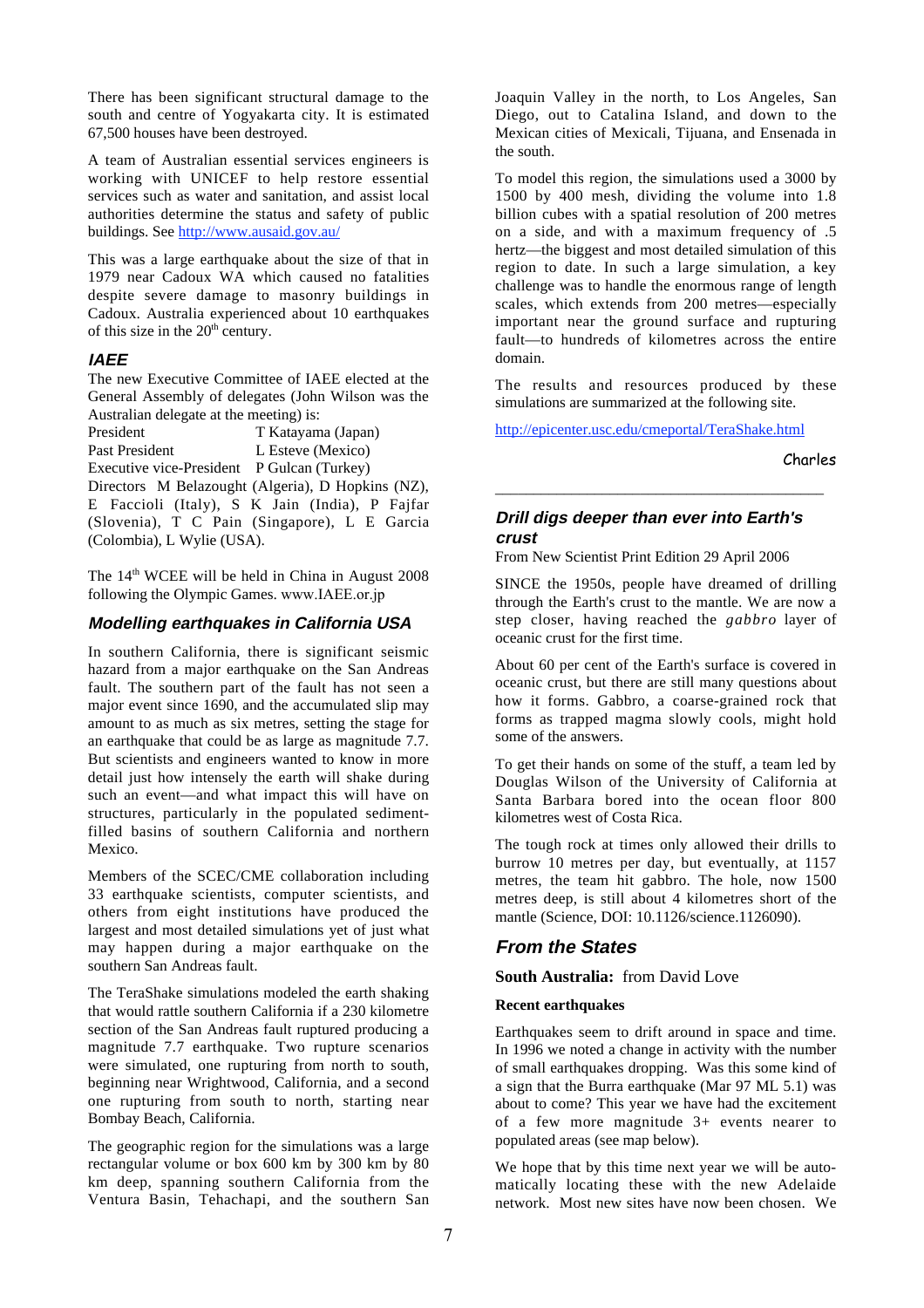There has been significant structural damage to the south and centre of Yogyakarta city. It is estimated 67,500 houses have been destroyed.

A team of Australian essential services engineers is working with UNICEF to help restore essential services such as water and sanitation, and assist local authorities determine the status and safety of public buildings. See http://www.ausaid.gov.au/

This was a large earthquake about the size of that in 1979 near Cadoux WA which caused no fatalities despite severe damage to masonry buildings in Cadoux. Australia experienced about 10 earthquakes of this size in the 20th century.

### IAEE

The new Executive Committee of IAEE elected at the General Assembly of delegates (John Wilson was the Australian delegate at the meeting) is:

| | |
|---|---|
| President | T Katayama (Japan) |
| Past President | L Esteve (Mexico) |
| Executive vice-President | P Gulcan (Turkey) |

Directors M Belazought (Algeria), D Hopkins (NZ), E Faccioli (Italy), S K Jain (India), P Fajfar (Slovenia), T C Pain (Singapore), L E Garcia (Colombia), L Wylie (USA).

The 14th WCEE will be held in China in August 2008 following the Olympic Games. www.IAEE.or.jp

### Modelling earthquakes in California USA

In southern California, there is significant seismic hazard from a major earthquake on the San Andreas fault. The southern part of the fault has not seen a major event since 1690, and the accumulated slip may amount to as much as six metres, setting the stage for an earthquake that could be as large as magnitude 7.7. But scientists and engineers wanted to know in more detail just how intensely the earth will shake during such an event—and what impact this will have on structures, particularly in the populated sediment-filled basins of southern California and northern Mexico.

Members of the SCEC/CME collaboration including 33 earthquake scientists, computer scientists, and others from eight institutions have produced the largest and most detailed simulations yet of just what may happen during a major earthquake on the southern San Andreas fault.

The TeraShake simulations modeled the earth shaking that would rattle southern California if a 230 kilometre section of the San Andreas fault ruptured producing a magnitude 7.7 earthquake. Two rupture scenarios were simulated, one rupturing from north to south, beginning near Wrightwood, California, and a second one rupturing from south to north, starting near Bombay Beach, California.

The geographic region for the simulations was a large rectangular volume or box 600 km by 300 km by 80 km deep, spanning southern California from the Ventura Basin, Tehachapi, and the southern San Joaquin Valley in the north, to Los Angeles, San Diego, out to Catalina Island, and down to the Mexican cities of Mexicali, Tijuana, and Ensenada in the south.

To model this region, the simulations used a 3000 by 1500 by 400 mesh, dividing the volume into 1.8 billion cubes with a spatial resolution of 200 metres on a side, and with a maximum frequency of .5 hertz—the biggest and most detailed simulation of this region to date. In such a large simulation, a key challenge was to handle the enormous range of length scales, which extends from 200 metres—especially important near the ground surface and rupturing fault—to hundreds of kilometres across the entire domain.

The results and resources produced by these simulations are summarized at the following site.

http://epicenter.usc.edu/cmeportal/TeraShake.html

Charles

---

### Drill digs deeper than ever into Earth's crust

From New Scientist Print Edition 29 April 2006

SINCE the 1950s, people have dreamed of drilling through the Earth's crust to the mantle. We are now a step closer, having reached the *gabbro* layer of oceanic crust for the first time.

About 60 per cent of the Earth's surface is covered in oceanic crust, but there are still many questions about how it forms. Gabbro, a coarse-grained rock that forms as trapped magma slowly cools, might hold some of the answers.

To get their hands on some of the stuff, a team led by Douglas Wilson of the University of California at Santa Barbara bored into the ocean floor 800 kilometres west of Costa Rica.

The tough rock at times only allowed their drills to burrow 10 metres per day, but eventually, at 1157 metres, the team hit gabbro. The hole, now 1500 metres deep, is still about 4 kilometres short of the mantle (Science, DOI: 10.1126/science.1126090).

## From the States

**South Australia:** from David Love

**Recent earthquakes**

Earthquakes seem to drift around in space and time. In 1996 we noted a change in activity with the number of small earthquakes dropping. Was this some kind of a sign that the Burra earthquake (Mar 97 ML 5.1) was about to come? This year we have had the excitement of a few more magnitude 3+ events nearer to populated areas (see map below).

We hope that by this time next year we will be auto-matically locating these with the new Adelaide network. Most new sites have now been chosen. We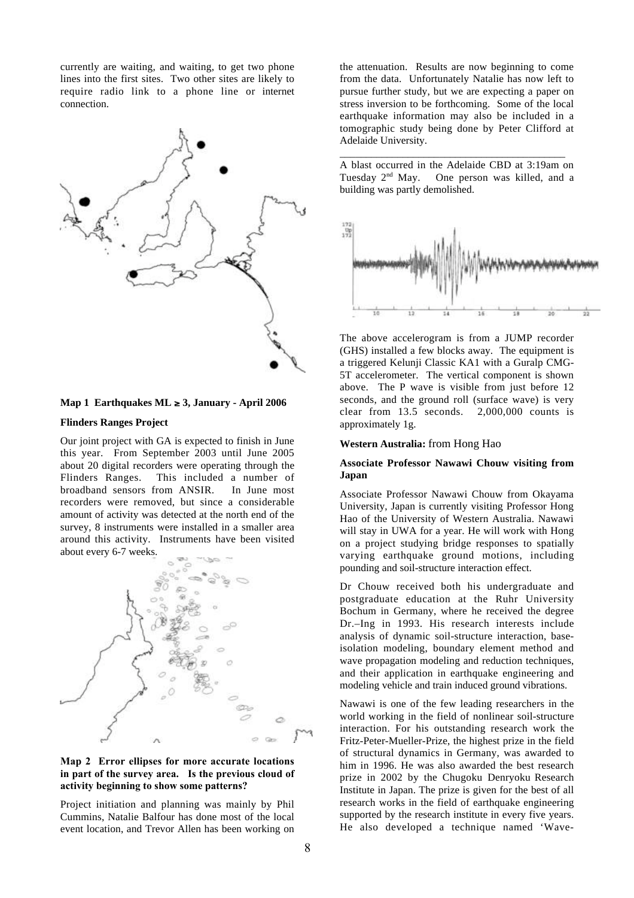currently are waiting, and waiting, to get two phone lines into the first sites. Two other sites are likely to require radio link to a phone line or internet connection.

**Map 1 Earthquakes ML ≥ 3, January - April 2006**

**Flinders Ranges Project**

Our joint project with GA is expected to finish in June this year. From September 2003 until June 2005 about 20 digital recorders were operating through the Flinders Ranges. This included a number of broadband sensors from ANSIR. In June most recorders were removed, but since a considerable amount of activity was detected at the north end of the survey, 8 instruments were installed in a smaller area around this activity. Instruments have been visited about every 6-7 weeks.

**Map 2 Error ellipses for more accurate locations in part of the survey area. Is the previous cloud of activity beginning to show some patterns?**

Project initiation and planning was mainly by Phil Cummins, Natalie Balfour has done most of the local event location, and Trevor Allen has been working on the attenuation. Results are now beginning to come from the data. Unfortunately Natalie has now left to pursue further study, but we are expecting a paper on stress inversion to be forthcoming. Some of the local earthquake information may also be included in a tomographic study being done by Peter Clifford at Adelaide University.

---

A blast occurred in the Adelaide CBD at 3:19am on Tuesday 2[nd] May. One person was killed, and a building was partly demolished.

The above accelerogram is from a JUMP recorder (GHS) installed a few blocks away. The equipment is a triggered Kelunji Classic KA1 with a Guralp CMG-5T accelerometer. The vertical component is shown above. The P wave is visible from just before 12 seconds, and the ground roll (surface wave) is very clear from 13.5 seconds. 2,000,000 counts is approximately 1g.

**Western Australia:** from Hong Hao

**Associate Professor Nawawi Chouw visiting from Japan**

Associate Professor Nawawi Chouw from Okayama University, Japan is currently visiting Professor Hong Hao of the University of Western Australia. Nawawi will stay in UWA for a year. He will work with Hong on a project studying bridge responses to spatially varying earthquake ground motions, including pounding and soil-structure interaction effect.

Dr Chouw received both his undergraduate and postgraduate education at the Ruhr University Bochum in Germany, where he received the degree Dr.–Ing in 1993. His research interests include analysis of dynamic soil-structure interaction, base-isolation modeling, boundary element method and wave propagation modeling and reduction techniques, and their application in earthquake engineering and modeling vehicle and train induced ground vibrations.

Nawawi is one of the few leading researchers in the world working in the field of nonlinear soil-structure interaction. For his outstanding research work the Fritz-Peter-Mueller-Prize, the highest prize in the field of structural dynamics in Germany, was awarded to him in 1996. He was also awarded the best research prize in 2002 by the Chugoku Denryoku Research Institute in Japan. The prize is given for the best of all research works in the field of earthquake engineering supported by the research institute in every five years. He also developed a technique named 'Wave-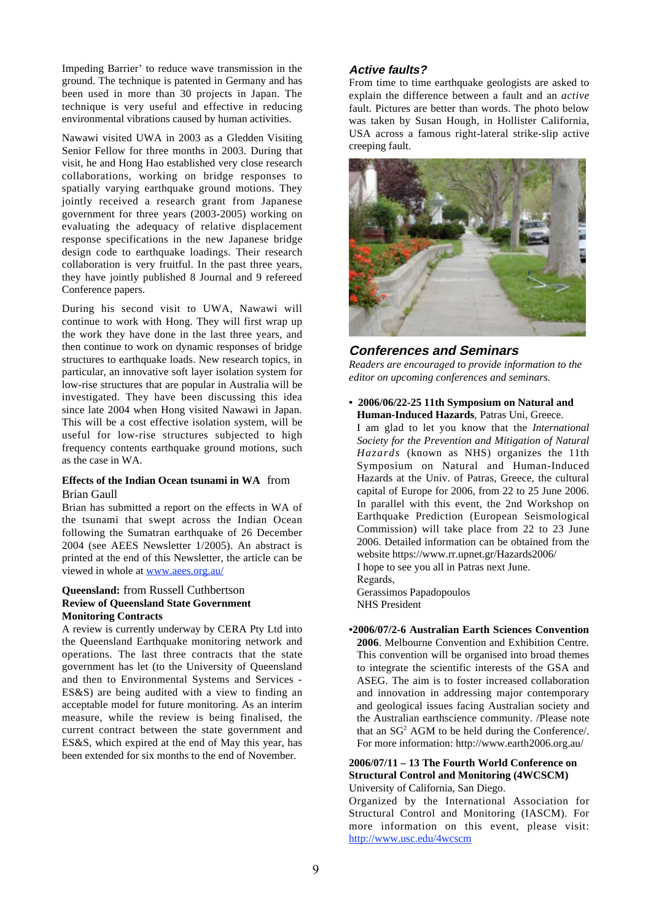Impeding Barrier' to reduce wave transmission in the ground. The technique is patented in Germany and has been used in more than 30 projects in Japan. The technique is very useful and effective in reducing environmental vibrations caused by human activities.

Nawawi visited UWA in 2003 as a Gledden Visiting Senior Fellow for three months in 2003. During that visit, he and Hong Hao established very close research collaborations, working on bridge responses to spatially varying earthquake ground motions. They jointly received a research grant from Japanese government for three years (2003-2005) working on evaluating the adequacy of relative displacement response specifications in the new Japanese bridge design code to earthquake loadings. Their research collaboration is very fruitful. In the past three years, they have jointly published 8 Journal and 9 refereed Conference papers.

During his second visit to UWA, Nawawi will continue to work with Hong. They will first wrap up the work they have done in the last three years, and then continue to work on dynamic responses of bridge structures to earthquake loads. New research topics, in particular, an innovative soft layer isolation system for low-rise structures that are popular in Australia will be investigated. They have been discussing this idea since late 2004 when Hong visited Nawawi in Japan. This will be a cost effective isolation system, will be useful for low-rise structures subjected to high frequency contents earthquake ground motions, such as the case in WA.

**Effects of the Indian Ocean tsunami in WA** from Brian Gaull

Brian has submitted a report on the effects in WA of the tsunami that swept across the Indian Ocean following the Sumatran earthquake of 26 December 2004 (see AEES Newsletter 1/2005). An abstract is printed at the end of this Newsletter, the article can be viewed in whole at www.aees.org.au/

**Queensland:** from Russell Cuthbertson

**Review of Queensland State Government Monitoring Contracts**

A review is currently underway by CERA Pty Ltd into the Queensland Earthquake monitoring network and operations. The last three contracts that the state government has let (to the University of Queensland and then to Environmental Systems and Services - ES&S) are being audited with a view to finding an acceptable model for future monitoring. As an interim measure, while the review is being finalised, the current contract between the state government and ES&S, which expired at the end of May this year, has been extended for six months to the end of November.

## *Active faults?*

From time to time earthquake geologists are asked to explain the difference between a fault and an *active* fault. Pictures are better than words. The photo below was taken by Susan Hough, in Hollister California, USA across a famous right-lateral strike-slip active creeping fault.

## *Conferences and Seminars*

*Readers are encouraged to provide information to the editor on upcoming conferences and seminars.*

- **2006/06/22-25 11th Symposium on Natural and Human-Induced Hazards**, Patras Uni, Greece.
  I am glad to let you know that the *International Society for the Prevention and Mitigation of Natural Hazards* (known as NHS) organizes the 11th Symposium on Natural and Human-Induced Hazards at the Univ. of Patras, Greece, the cultural capital of Europe for 2006, from 22 to 25 June 2006. In parallel with this event, the 2nd Workshop on Earthquake Prediction (European Seismological Commission) will take place from 22 to 23 June 2006. Detailed information can be obtained from the website https://www.rr.upnet.gr/Hazards2006/
  I hope to see you all in Patras next June.
  Regards,
  Gerassimos Papadopoulos
  NHS President

- **2006/07/2-6 Australian Earth Sciences Convention 2006**. Melbourne Convention and Exhibition Centre. This convention will be organised into broad themes to integrate the scientific interests of the GSA and ASEG. The aim is to foster increased collaboration and innovation in addressing major contemporary and geological issues facing Australian society and the Australian earthscience community. /Please note that an SG[2] AGM to be held during the Conference/. For more information: http://www.earth2006.org.au/

**2006/07/11 – 13 The Fourth World Conference on Structural Control and Monitoring (4WCSCM)**

University of California, San Diego.

Organized by the International Association for Structural Control and Monitoring (IASCM). For more information on this event, please visit: http://www.usc.edu/4wcscm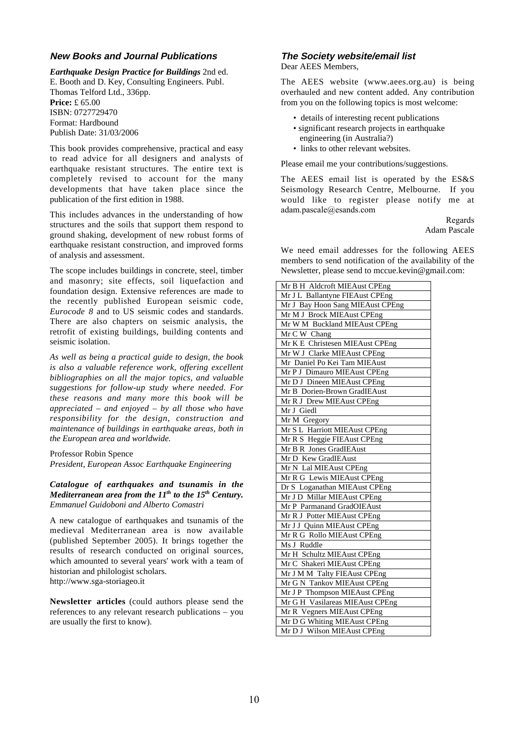## *New Books and Journal Publications*

***Earthquake Design Practice for Buildings*** 2nd ed.
E. Booth and D. Key, Consulting Engineers. Publ. Thomas Telford Ltd., 336pp.
**Price:** £ 65.00
ISBN: 0727729470
Format: Hardbound
Publish Date: 31/03/2006

This book provides comprehensive, practical and easy to read advice for all designers and analysts of earthquake resistant structures. The entire text is completely revised to account for the many developments that have taken place since the publication of the first edition in 1988.

This includes advances in the understanding of how structures and the soils that support them respond to ground shaking, development of new robust forms of earthquake resistant construction, and improved forms of analysis and assessment.

The scope includes buildings in concrete, steel, timber and masonry; site effects, soil liquefaction and foundation design. Extensive references are made to the recently published European seismic code, *Eurocode 8* and to US seismic codes and standards. There are also chapters on seismic analysis, the retrofit of existing buildings, building contents and seismic isolation.

*As well as being a practical guide to design, the book is also a valuable reference work, offering excellent bibliographies on all the major topics, and valuable suggestions for follow-up study where needed. For these reasons and many more this book will be appreciated – and enjoyed – by all those who have responsibility for the design, construction and maintenance of buildings in earthquake areas, both in the European area and worldwide.*

Professor Robin Spence
*President, European Assoc Earthquake Engineering*

***Catalogue of earthquakes and tsunamis in the Mediterranean area from the 11th to the 15th Century.***
*Emmanuel Guidoboni and Alberto Comastri*

A new catalogue of earthquakes and tsunamis of the medieval Mediterranean area is now available (published September 2005). It brings together the results of research conducted on original sources, which amounted to several years' work with a team of historian and philologist scholars.
http://www.sga-storiageo.it

**Newsletter articles** (could authors please send the references to any relevant research publications – you are usually the first to know).

## *The Society website/email list*

Dear AEES Members,

The AEES website (www.aees.org.au) is being overhauled and new content added. Any contribution from you on the following topics is most welcome:

- details of interesting recent publications
- significant research projects in earthquake engineering (in Australia?)
- links to other relevant websites.

Please email me your contributions/suggestions.

The AEES email list is operated by the ES&S Seismology Research Centre, Melbourne. If you would like to register please notify me at adam.pascale@esands.com

Regards
Adam Pascale

We need email addresses for the following AEES members to send notification of the availability of the Newsletter, please send to mccue.kevin@gmail.com:

| |
|---|
| Mr B H Aldcroft MIEAust CPEng |
| Mr J L Ballantyne FIEAust CPEng |
| Mr J Bay Hoon Sang MIEAust CPEng |
| Mr M J Brock MIEAust CPEng |
| Mr W M Buckland MIEAust CPEng |
| Mr C W Chang |
| Mr K E Christesen MIEAust CPEng |
| Mr W J Clarke MIEAust CPEng |
| Mr Daniel Po Kei Tam MIEAust |
| Mr P J Dimauro MIEAust CPEng |
| Mr D J Dineen MIEAust CPEng |
| Mr B Dorien-Brown GradIEAust |
| Mr R J Drew MIEAust CPEng |
| Mr J Giedl |
| Mr M Gregory |
| Mr S L Harriott MIEAust CPEng |
| Mr R S Heggie FIEAust CPEng |
| Mr B R Jones GradIEAust |
| Mr D Kew GradIEAust |
| Mr N Lal MIEAust CPEng |
| Mr R G Lewis MIEAust CPEng |
| Dr S Loganathan MIEAust CPEng |
| Mr J D Millar MIEAust CPEng |
| Mr P Parmanand GradOIEAust |
| Mr R J Potter MIEAust CPEng |
| Mr J J Quinn MIEAust CPEng |
| Mr R G Rollo MIEAust CPEng |
| Ms J Ruddle |
| Mr H Schultz MIEAust CPEng |
| Mr C Shakeri MIEAust CPEng |
| Mr J M M Talty FIEAust CPEng |
| Mr G N Tankov MIEAust CPEng |
| Mr J P Thompson MIEAust CPEng |
| Mr G H Vasilareas MIEAust CPEng |
| Mr R Vegners MIEAust CPEng |
| Mr D G Whiting MIEAust CPEng |
| Mr D J Wilson MIEAust CPEng |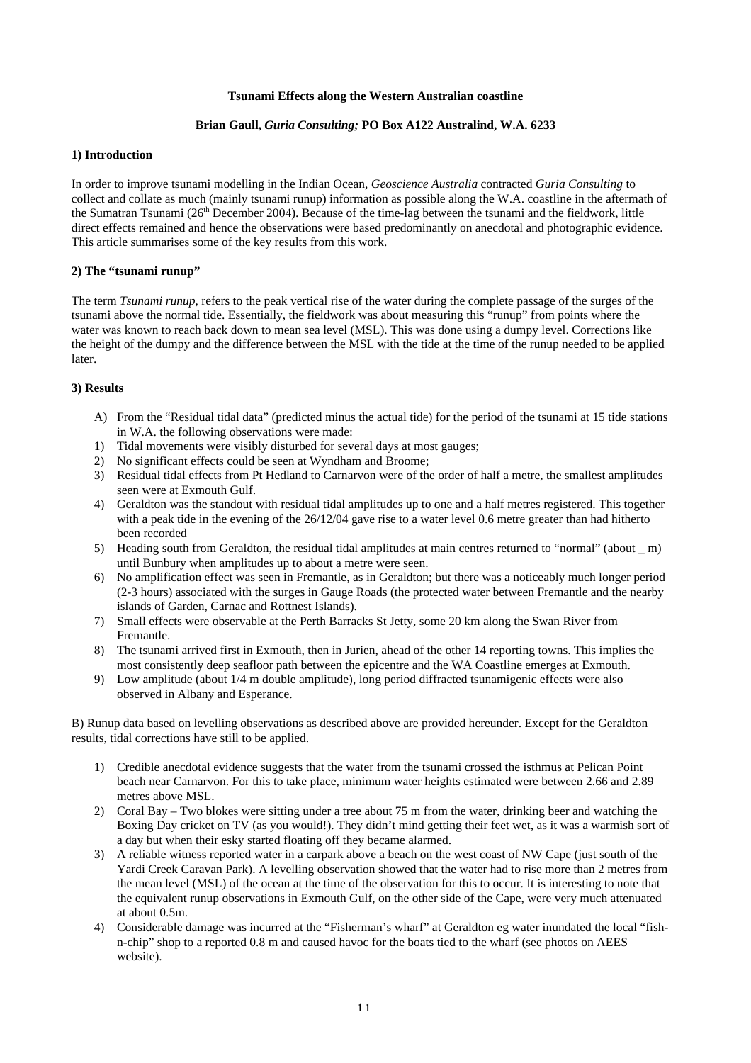**Tsunami Effects along the Western Australian coastline**

**Brian Gaull, *Guria Consulting;* PO Box A122 Australind, W.A. 6233**

### 1) Introduction

In order to improve tsunami modelling in the Indian Ocean, *Geoscience Australia* contracted *Guria Consulting* to collect and collate as much (mainly tsunami runup) information as possible along the W.A. coastline in the aftermath of the Sumatran Tsunami (26th December 2004). Because of the time-lag between the tsunami and the fieldwork, little direct effects remained and hence the observations were based predominantly on anecdotal and photographic evidence. This article summarises some of the key results from this work.

### 2) The "tsunami runup"

The term *Tsunami runup*, refers to the peak vertical rise of the water during the complete passage of the surges of the tsunami above the normal tide. Essentially, the fieldwork was about measuring this "runup" from points where the water was known to reach back down to mean sea level (MSL). This was done using a dumpy level. Corrections like the height of the dumpy and the difference between the MSL with the tide at the time of the runup needed to be applied later.

### 3) Results

A) From the "Residual tidal data" (predicted minus the actual tide) for the period of the tsunami at 15 tide stations in W.A. the following observations were made:

1) Tidal movements were visibly disturbed for several days at most gauges;
2) No significant effects could be seen at Wyndham and Broome;
3) Residual tidal effects from Pt Hedland to Carnarvon were of the order of half a metre, the smallest amplitudes seen were at Exmouth Gulf.
4) Geraldton was the standout with residual tidal amplitudes up to one and a half metres registered. This together with a peak tide in the evening of the 26/12/04 gave rise to a water level 0.6 metre greater than had hitherto been recorded
5) Heading south from Geraldton, the residual tidal amplitudes at main centres returned to "normal" (about _ m) until Bunbury when amplitudes up to about a metre were seen.
6) No amplification effect was seen in Fremantle, as in Geraldton; but there was a noticeably much longer period (2-3 hours) associated with the surges in Gauge Roads (the protected water between Fremantle and the nearby islands of Garden, Carnac and Rottnest Islands).
7) Small effects were observable at the Perth Barracks St Jetty, some 20 km along the Swan River from Fremantle.
8) The tsunami arrived first in Exmouth, then in Jurien, ahead of the other 14 reporting towns. This implies the most consistently deep seafloor path between the epicentre and the WA Coastline emerges at Exmouth.
9) Low amplitude (about 1/4 m double amplitude), long period diffracted tsunamigenic effects were also observed in Albany and Esperance.

B) Runup data based on levelling observations as described above are provided hereunder. Except for the Geraldton results, tidal corrections have still to be applied.

1) Credible anecdotal evidence suggests that the water from the tsunami crossed the isthmus at Pelican Point beach near Carnarvon. For this to take place, minimum water heights estimated were between 2.66 and 2.89 metres above MSL.
2) Coral Bay – Two blokes were sitting under a tree about 75 m from the water, drinking beer and watching the Boxing Day cricket on TV (as you would!). They didn't mind getting their feet wet, as it was a warmish sort of a day but when their esky started floating off they became alarmed.
3) A reliable witness reported water in a carpark above a beach on the west coast of NW Cape (just south of the Yardi Creek Caravan Park). A levelling observation showed that the water had to rise more than 2 metres from the mean level (MSL) of the ocean at the time of the observation for this to occur. It is interesting to note that the equivalent runup observations in Exmouth Gulf, on the other side of the Cape, were very much attenuated at about 0.5m.
4) Considerable damage was incurred at the "Fisherman's wharf" at Geraldton eg water inundated the local "fish-n-chip" shop to a reported 0.8 m and caused havoc for the boats tied to the wharf (see photos on AEES website).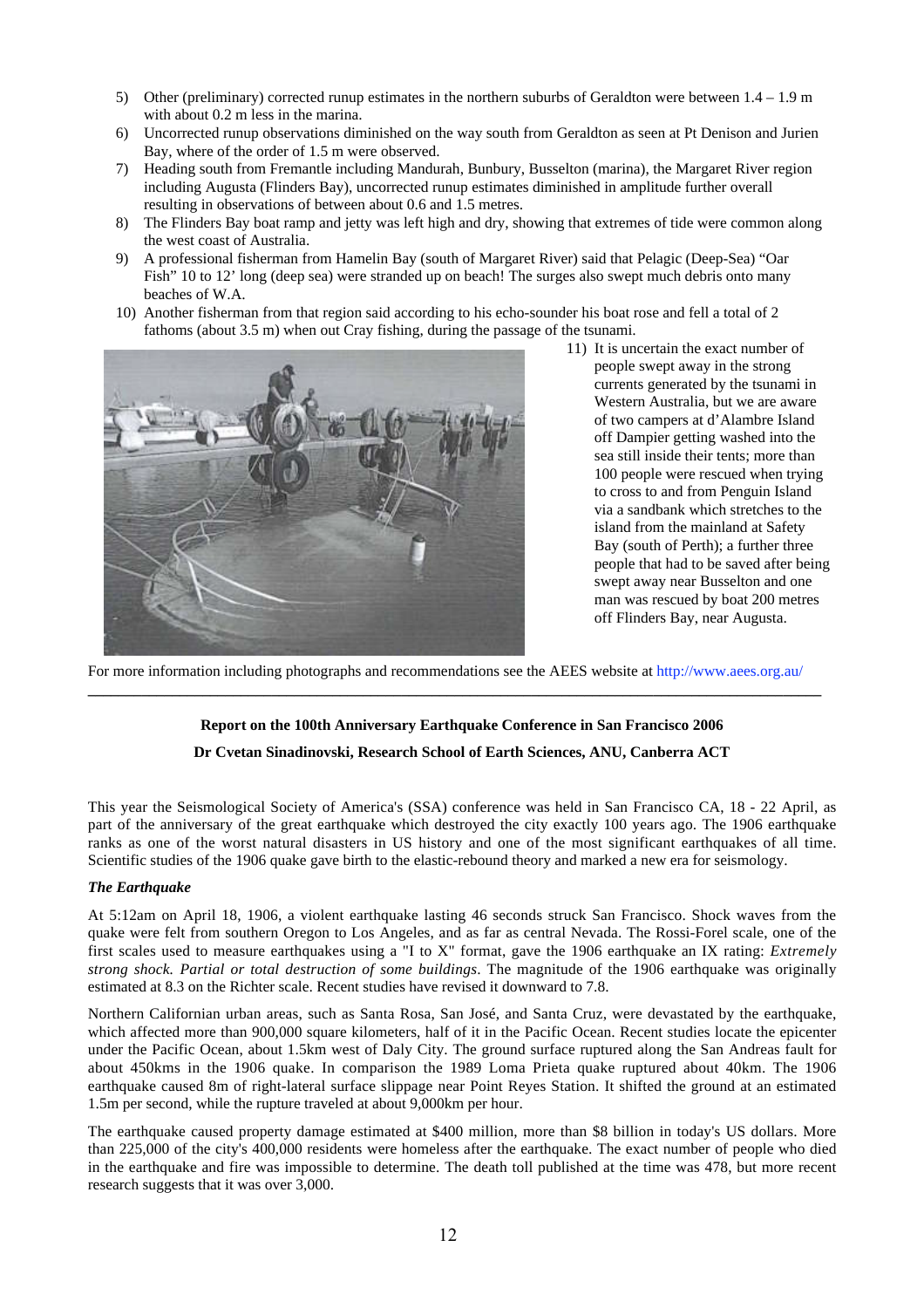5) Other (preliminary) corrected runup estimates in the northern suburbs of Geraldton were between 1.4 – 1.9 m with about 0.2 m less in the marina.
6) Uncorrected runup observations diminished on the way south from Geraldton as seen at Pt Denison and Jurien Bay, where of the order of 1.5 m were observed.
7) Heading south from Fremantle including Mandurah, Bunbury, Busselton (marina), the Margaret River region including Augusta (Flinders Bay), uncorrected runup estimates diminished in amplitude further overall resulting in observations of between about 0.6 and 1.5 metres.
8) The Flinders Bay boat ramp and jetty was left high and dry, showing that extremes of tide were common along the west coast of Australia.
9) A professional fisherman from Hamelin Bay (south of Margaret River) said that Pelagic (Deep-Sea) "Oar Fish" 10 to 12' long (deep sea) were stranded up on beach! The surges also swept much debris onto many beaches of W.A.
10) Another fisherman from that region said according to his echo-sounder his boat rose and fell a total of 2 fathoms (about 3.5 m) when out Cray fishing, during the passage of the tsunami.
11) It is uncertain the exact number of people swept away in the strong currents generated by the tsunami in Western Australia, but we are aware of two campers at d'Alambre Island off Dampier getting washed into the sea still inside their tents; more than 100 people were rescued when trying to cross to and from Penguin Island via a sandbank which stretches to the island from the mainland at Safety Bay (south of Perth); a further three people that had to be saved after being swept away near Busselton and one man was rescued by boat 200 metres off Flinders Bay, near Augusta.

For more information including photographs and recommendations see the AEES website at http://www.aees.org.au/

---

## Report on the 100th Anniversary Earthquake Conference in San Francisco 2006

**Dr Cvetan Sinadinovski, Research School of Earth Sciences, ANU, Canberra ACT**

This year the Seismological Society of America's (SSA) conference was held in San Francisco CA, 18 - 22 April, as part of the anniversary of the great earthquake which destroyed the city exactly 100 years ago. The 1906 earthquake ranks as one of the worst natural disasters in US history and one of the most significant earthquakes of all time. Scientific studies of the 1906 quake gave birth to the elastic-rebound theory and marked a new era for seismology.

### *The Earthquake*

At 5:12am on April 18, 1906, a violent earthquake lasting 46 seconds struck San Francisco. Shock waves from the quake were felt from southern Oregon to Los Angeles, and as far as central Nevada. The Rossi-Forel scale, one of the first scales used to measure earthquakes using a "I to X" format, gave the 1906 earthquake an IX rating: *Extremely strong shock. Partial or total destruction of some buildings*. The magnitude of the 1906 earthquake was originally estimated at 8.3 on the Richter scale. Recent studies have revised it downward to 7.8.

Northern Californian urban areas, such as Santa Rosa, San José, and Santa Cruz, were devastated by the earthquake, which affected more than 900,000 square kilometers, half of it in the Pacific Ocean. Recent studies locate the epicenter under the Pacific Ocean, about 1.5km west of Daly City. The ground surface ruptured along the San Andreas fault for about 450kms in the 1906 quake. In comparison the 1989 Loma Prieta quake ruptured about 40km. The 1906 earthquake caused 8m of right-lateral surface slippage near Point Reyes Station. It shifted the ground at an estimated 1.5m per second, while the rupture traveled at about 9,000km per hour.

The earthquake caused property damage estimated at $400 million, more than $8 billion in today's US dollars. More than 225,000 of the city's 400,000 residents were homeless after the earthquake. The exact number of people who died in the earthquake and fire was impossible to determine. The death toll published at the time was 478, but more recent research suggests that it was over 3,000.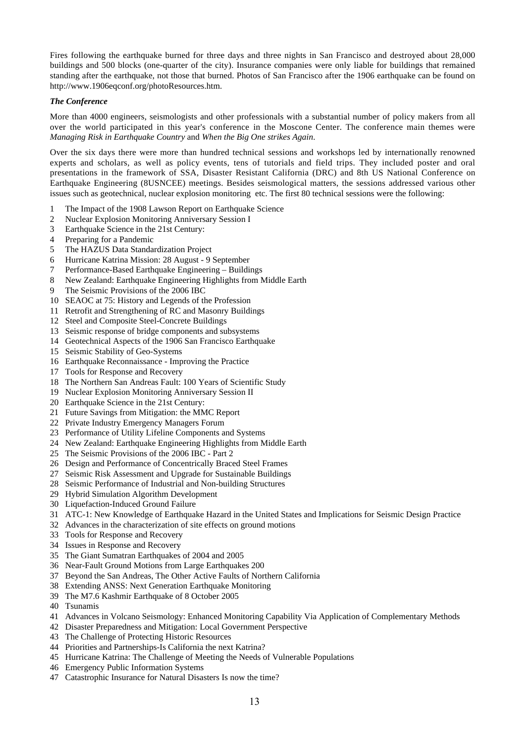Fires following the earthquake burned for three days and three nights in San Francisco and destroyed about 28,000 buildings and 500 blocks (one-quarter of the city). Insurance companies were only liable for buildings that remained standing after the earthquake, not those that burned. Photos of San Francisco after the 1906 earthquake can be found on http://www.1906eqconf.org/photoResources.htm.

### *The Conference*

More than 4000 engineers, seismologists and other professionals with a substantial number of policy makers from all over the world participated in this year's conference in the Moscone Center. The conference main themes were *Managing Risk in Earthquake Country* and *When the Big One strikes Again*.

Over the six days there were more than hundred technical sessions and workshops led by internationally renowned experts and scholars, as well as policy events, tens of tutorials and field trips. They included poster and oral presentations in the framework of SSA, Disaster Resistant California (DRC) and 8th US National Conference on Earthquake Engineering (8USNCEE) meetings. Besides seismological matters, the sessions addressed various other issues such as geotechnical, nuclear explosion monitoring etc. The first 80 technical sessions were the following:

1. The Impact of the 1908 Lawson Report on Earthquake Science
2. Nuclear Explosion Monitoring Anniversary Session I
3. Earthquake Science in the 21st Century:
4. Preparing for a Pandemic
5. The HAZUS Data Standardization Project
6. Hurricane Katrina Mission: 28 August - 9 September
7. Performance-Based Earthquake Engineering – Buildings
8. New Zealand: Earthquake Engineering Highlights from Middle Earth
9. The Seismic Provisions of the 2006 IBC
10. SEAOC at 75: History and Legends of the Profession
11. Retrofit and Strengthening of RC and Masonry Buildings
12. Steel and Composite Steel-Concrete Buildings
13. Seismic response of bridge components and subsystems
14. Geotechnical Aspects of the 1906 San Francisco Earthquake
15. Seismic Stability of Geo-Systems
16. Earthquake Reconnaissance - Improving the Practice
17. Tools for Response and Recovery
18. The Northern San Andreas Fault: 100 Years of Scientific Study
19. Nuclear Explosion Monitoring Anniversary Session II
20. Earthquake Science in the 21st Century:
21. Future Savings from Mitigation: the MMC Report
22. Private Industry Emergency Managers Forum
23. Performance of Utility Lifeline Components and Systems
24. New Zealand: Earthquake Engineering Highlights from Middle Earth
25. The Seismic Provisions of the 2006 IBC - Part 2
26. Design and Performance of Concentrically Braced Steel Frames
27. Seismic Risk Assessment and Upgrade for Sustainable Buildings
28. Seismic Performance of Industrial and Non-building Structures
29. Hybrid Simulation Algorithm Development
30. Liquefaction-Induced Ground Failure
31. ATC-1: New Knowledge of Earthquake Hazard in the United States and Implications for Seismic Design Practice
32. Advances in the characterization of site effects on ground motions
33. Tools for Response and Recovery
34. Issues in Response and Recovery
35. The Giant Sumatran Earthquakes of 2004 and 2005
36. Near-Fault Ground Motions from Large Earthquakes 200
37. Beyond the San Andreas, The Other Active Faults of Northern California
38. Extending ANSS: Next Generation Earthquake Monitoring
39. The M7.6 Kashmir Earthquake of 8 October 2005
40. Tsunamis
41. Advances in Volcano Seismology: Enhanced Monitoring Capability Via Application of Complementary Methods
42. Disaster Preparedness and Mitigation: Local Government Perspective
43. The Challenge of Protecting Historic Resources
44. Priorities and Partnerships-Is California the next Katrina?
45. Hurricane Katrina: The Challenge of Meeting the Needs of Vulnerable Populations
46. Emergency Public Information Systems
47. Catastrophic Insurance for Natural Disasters Is now the time?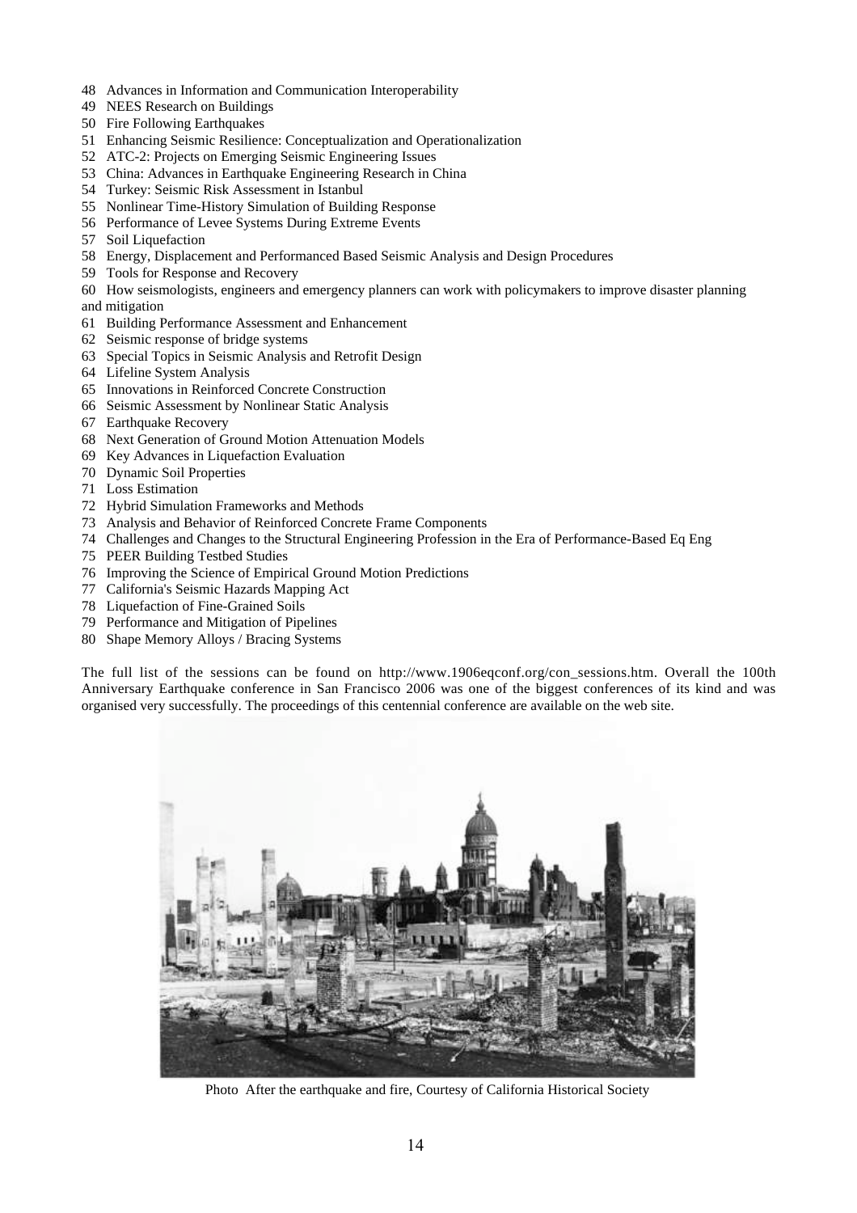48 Advances in Information and Communication Interoperability
49 NEES Research on Buildings
50 Fire Following Earthquakes
51 Enhancing Seismic Resilience: Conceptualization and Operationalization
52 ATC-2: Projects on Emerging Seismic Engineering Issues
53 China: Advances in Earthquake Engineering Research in China
54 Turkey: Seismic Risk Assessment in Istanbul
55 Nonlinear Time-History Simulation of Building Response
56 Performance of Levee Systems During Extreme Events
57 Soil Liquefaction
58 Energy, Displacement and Performanced Based Seismic Analysis and Design Procedures
59 Tools for Response and Recovery
60 How seismologists, engineers and emergency planners can work with policymakers to improve disaster planning and mitigation
61 Building Performance Assessment and Enhancement
62 Seismic response of bridge systems
63 Special Topics in Seismic Analysis and Retrofit Design
64 Lifeline System Analysis
65 Innovations in Reinforced Concrete Construction
66 Seismic Assessment by Nonlinear Static Analysis
67 Earthquake Recovery
68 Next Generation of Ground Motion Attenuation Models
69 Key Advances in Liquefaction Evaluation
70 Dynamic Soil Properties
71 Loss Estimation
72 Hybrid Simulation Frameworks and Methods
73 Analysis and Behavior of Reinforced Concrete Frame Components
74 Challenges and Changes to the Structural Engineering Profession in the Era of Performance-Based Eq Eng
75 PEER Building Testbed Studies
76 Improving the Science of Empirical Ground Motion Predictions
77 California's Seismic Hazards Mapping Act
78 Liquefaction of Fine-Grained Soils
79 Performance and Mitigation of Pipelines
80 Shape Memory Alloys / Bracing Systems

The full list of the sessions can be found on http://www.1906eqconf.org/con_sessions.htm. Overall the 100th Anniversary Earthquake conference in San Francisco 2006 was one of the biggest conferences of its kind and was organised very successfully. The proceedings of this centennial conference are available on the web site.

Photo After the earthquake and fire, Courtesy of California Historical Society